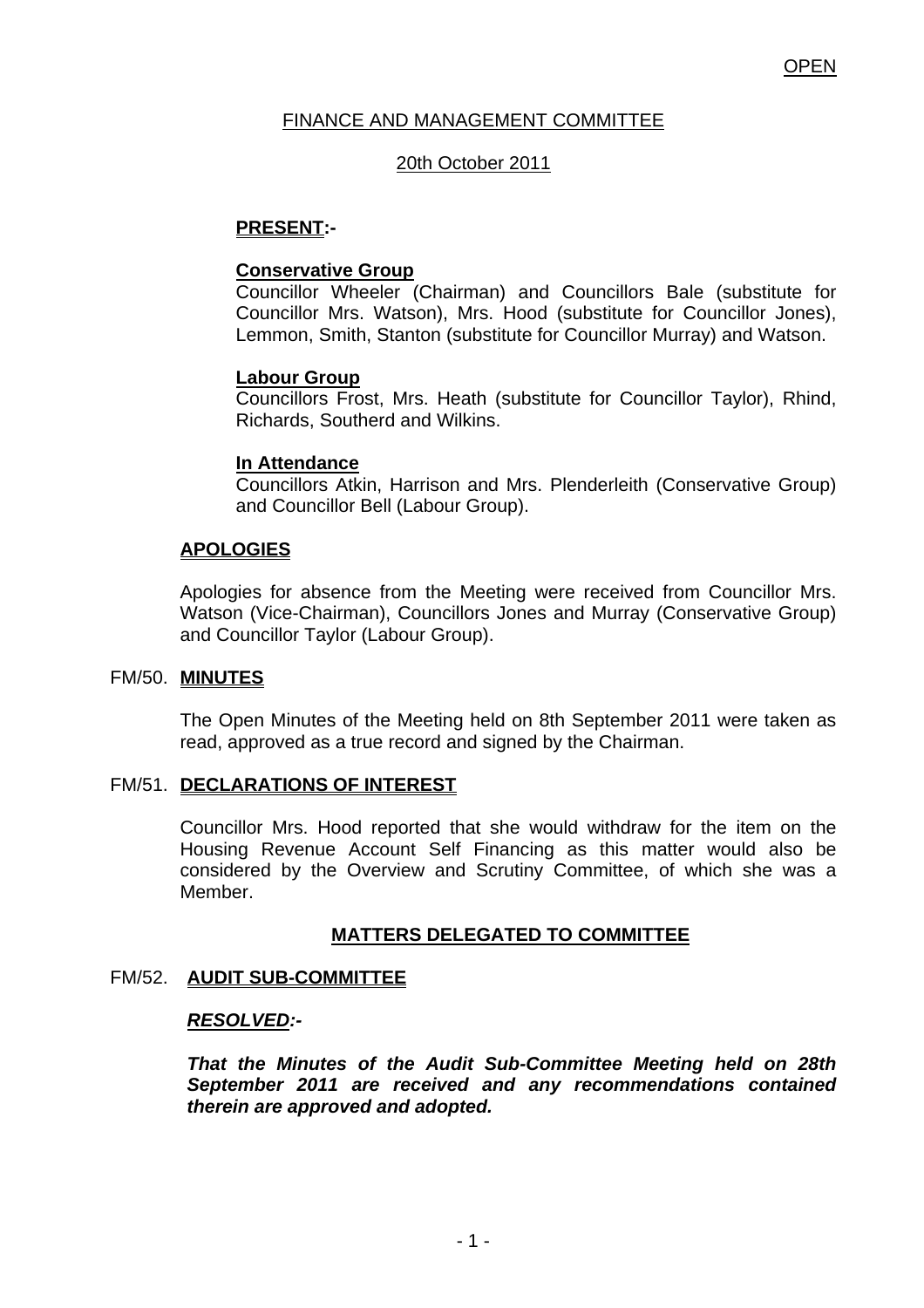OPEN

FINANCE AND MANAGEMENT COMMITTEE

20th October 2011

**PRESENT:-**

**Conservative Group**
Councillor Wheeler (Chairman) and Councillors Bale (substitute for Councillor Mrs. Watson), Mrs. Hood (substitute for Councillor Jones), Lemmon, Smith, Stanton (substitute for Councillor Murray) and Watson.

**Labour Group**
Councillors Frost, Mrs. Heath (substitute for Councillor Taylor), Rhind, Richards, Southerd and Wilkins.

**In Attendance**
Councillors Atkin, Harrison and Mrs. Plenderleith (Conservative Group) and Councillor Bell (Labour Group).

**APOLOGIES**

Apologies for absence from the Meeting were received from Councillor Mrs. Watson (Vice-Chairman), Councillors Jones and Murray (Conservative Group) and Councillor Taylor (Labour Group).

FM/50. **MINUTES**

The Open Minutes of the Meeting held on 8th September 2011 were taken as read, approved as a true record and signed by the Chairman.

FM/51. **DECLARATIONS OF INTEREST**

Councillor Mrs. Hood reported that she would withdraw for the item on the Housing Revenue Account Self Financing as this matter would also be considered by the Overview and Scrutiny Committee, of which she was a Member.

**MATTERS DELEGATED TO COMMITTEE**

FM/52. **AUDIT SUB-COMMITTEE**

***RESOLVED:-***

***That the Minutes of the Audit Sub-Committee Meeting held on 28th September 2011 are received and any recommendations contained therein are approved and adopted.***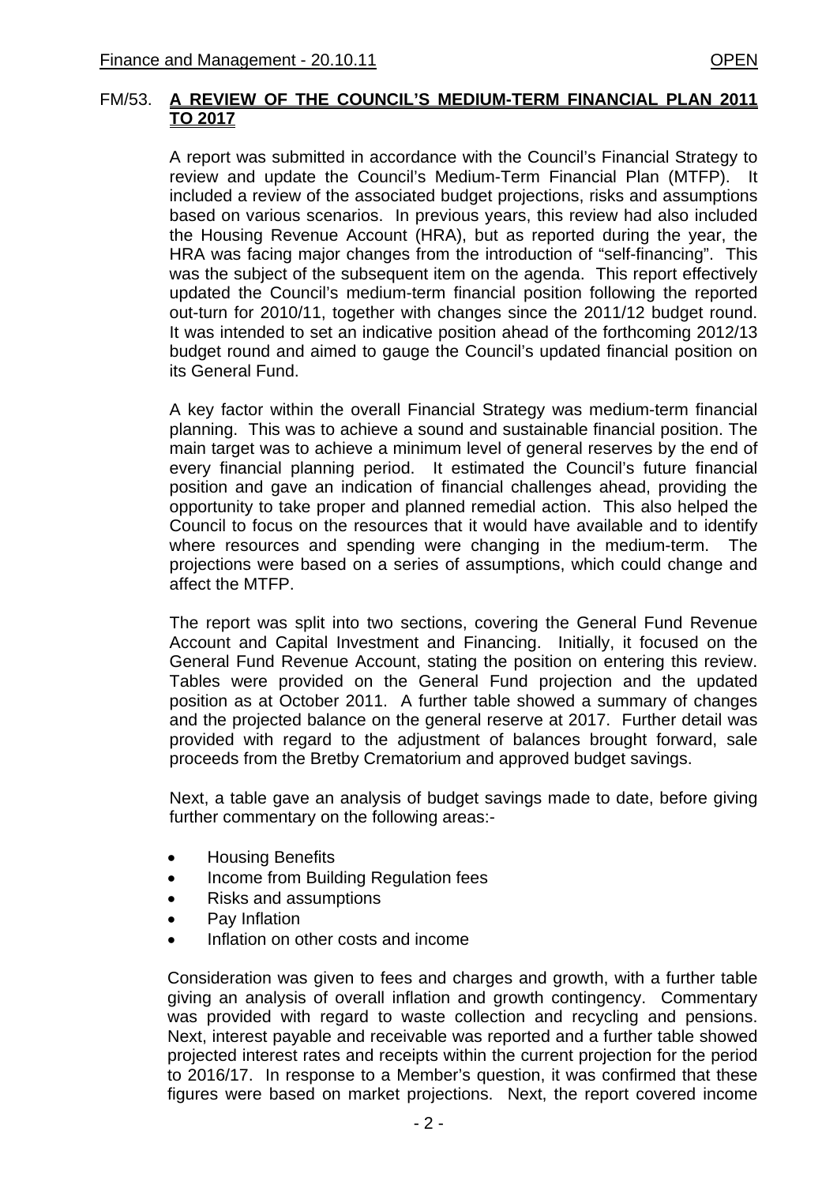## FM/53. A REVIEW OF THE COUNCIL'S MEDIUM-TERM FINANCIAL PLAN 2011 TO 2017

A report was submitted in accordance with the Council's Financial Strategy to review and update the Council's Medium-Term Financial Plan (MTFP). It included a review of the associated budget projections, risks and assumptions based on various scenarios. In previous years, this review had also included the Housing Revenue Account (HRA), but as reported during the year, the HRA was facing major changes from the introduction of "self-financing". This was the subject of the subsequent item on the agenda. This report effectively updated the Council's medium-term financial position following the reported out-turn for 2010/11, together with changes since the 2011/12 budget round. It was intended to set an indicative position ahead of the forthcoming 2012/13 budget round and aimed to gauge the Council's updated financial position on its General Fund.

A key factor within the overall Financial Strategy was medium-term financial planning. This was to achieve a sound and sustainable financial position. The main target was to achieve a minimum level of general reserves by the end of every financial planning period. It estimated the Council's future financial position and gave an indication of financial challenges ahead, providing the opportunity to take proper and planned remedial action. This also helped the Council to focus on the resources that it would have available and to identify where resources and spending were changing in the medium-term. The projections were based on a series of assumptions, which could change and affect the MTFP.

The report was split into two sections, covering the General Fund Revenue Account and Capital Investment and Financing. Initially, it focused on the General Fund Revenue Account, stating the position on entering this review. Tables were provided on the General Fund projection and the updated position as at October 2011. A further table showed a summary of changes and the projected balance on the general reserve at 2017. Further detail was provided with regard to the adjustment of balances brought forward, sale proceeds from the Bretby Crematorium and approved budget savings.

Next, a table gave an analysis of budget savings made to date, before giving further commentary on the following areas:-

- Housing Benefits
- Income from Building Regulation fees
- Risks and assumptions
- Pay Inflation
- Inflation on other costs and income

Consideration was given to fees and charges and growth, with a further table giving an analysis of overall inflation and growth contingency. Commentary was provided with regard to waste collection and recycling and pensions. Next, interest payable and receivable was reported and a further table showed projected interest rates and receipts within the current projection for the period to 2016/17. In response to a Member's question, it was confirmed that these figures were based on market projections. Next, the report covered income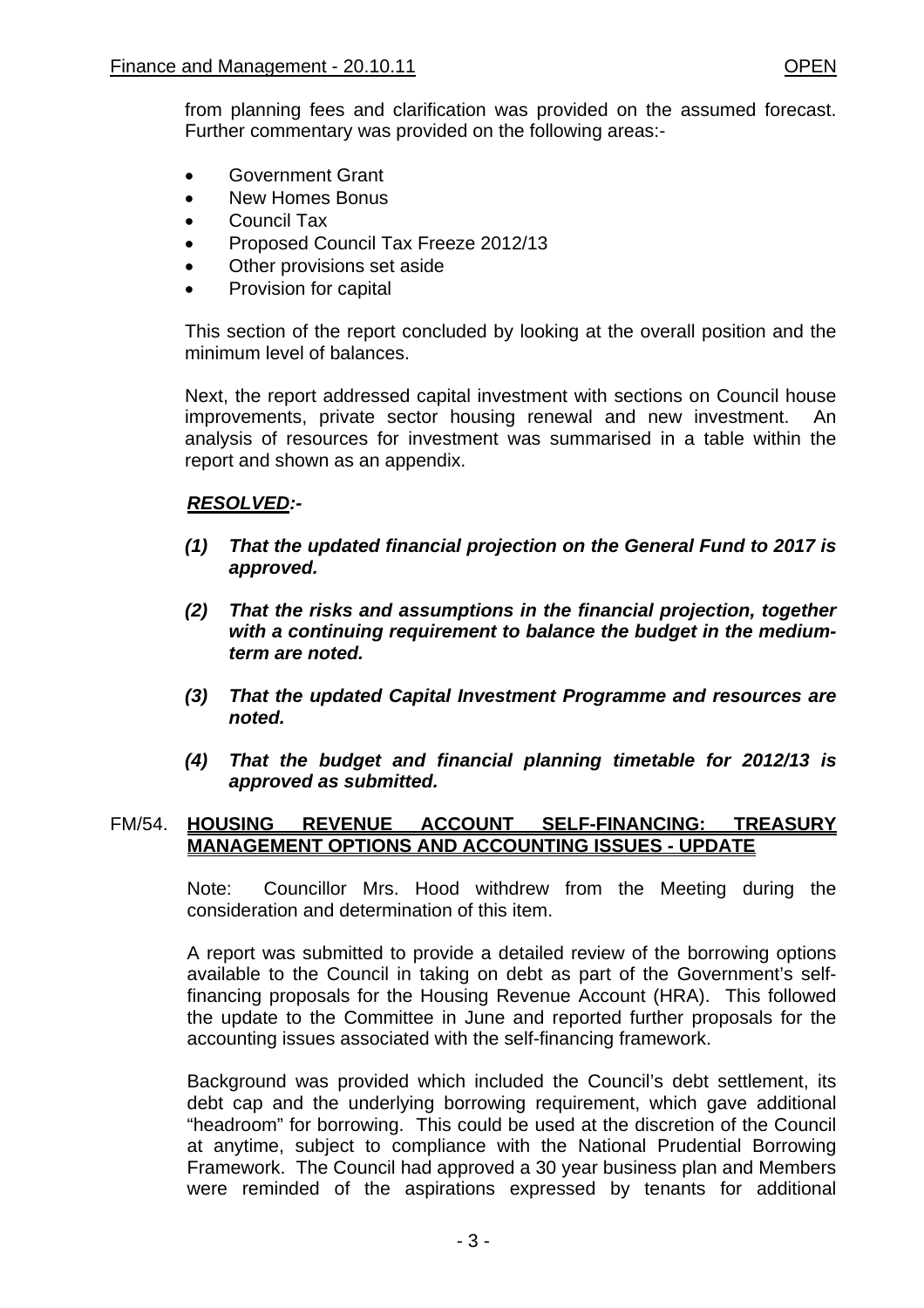from planning fees and clarification was provided on the assumed forecast. Further commentary was provided on the following areas:-

- Government Grant
- New Homes Bonus
- Council Tax
- Proposed Council Tax Freeze 2012/13
- Other provisions set aside
- Provision for capital

This section of the report concluded by looking at the overall position and the minimum level of balances.

Next, the report addressed capital investment with sections on Council house improvements, private sector housing renewal and new investment. An analysis of resources for investment was summarised in a table within the report and shown as an appendix.

***RESOLVED:-***

***(1) That the updated financial projection on the General Fund to 2017 is approved.***

***(2) That the risks and assumptions in the financial projection, together with a continuing requirement to balance the budget in the medium-term are noted.***

***(3) That the updated Capital Investment Programme and resources are noted.***

***(4) That the budget and financial planning timetable for 2012/13 is approved as submitted.***

## FM/54. HOUSING REVENUE ACCOUNT SELF-FINANCING: TREASURY MANAGEMENT OPTIONS AND ACCOUNTING ISSUES - UPDATE

Note: Councillor Mrs. Hood withdrew from the Meeting during the consideration and determination of this item.

A report was submitted to provide a detailed review of the borrowing options available to the Council in taking on debt as part of the Government's self-financing proposals for the Housing Revenue Account (HRA). This followed the update to the Committee in June and reported further proposals for the accounting issues associated with the self-financing framework.

Background was provided which included the Council's debt settlement, its debt cap and the underlying borrowing requirement, which gave additional "headroom" for borrowing. This could be used at the discretion of the Council at anytime, subject to compliance with the National Prudential Borrowing Framework. The Council had approved a 30 year business plan and Members were reminded of the aspirations expressed by tenants for additional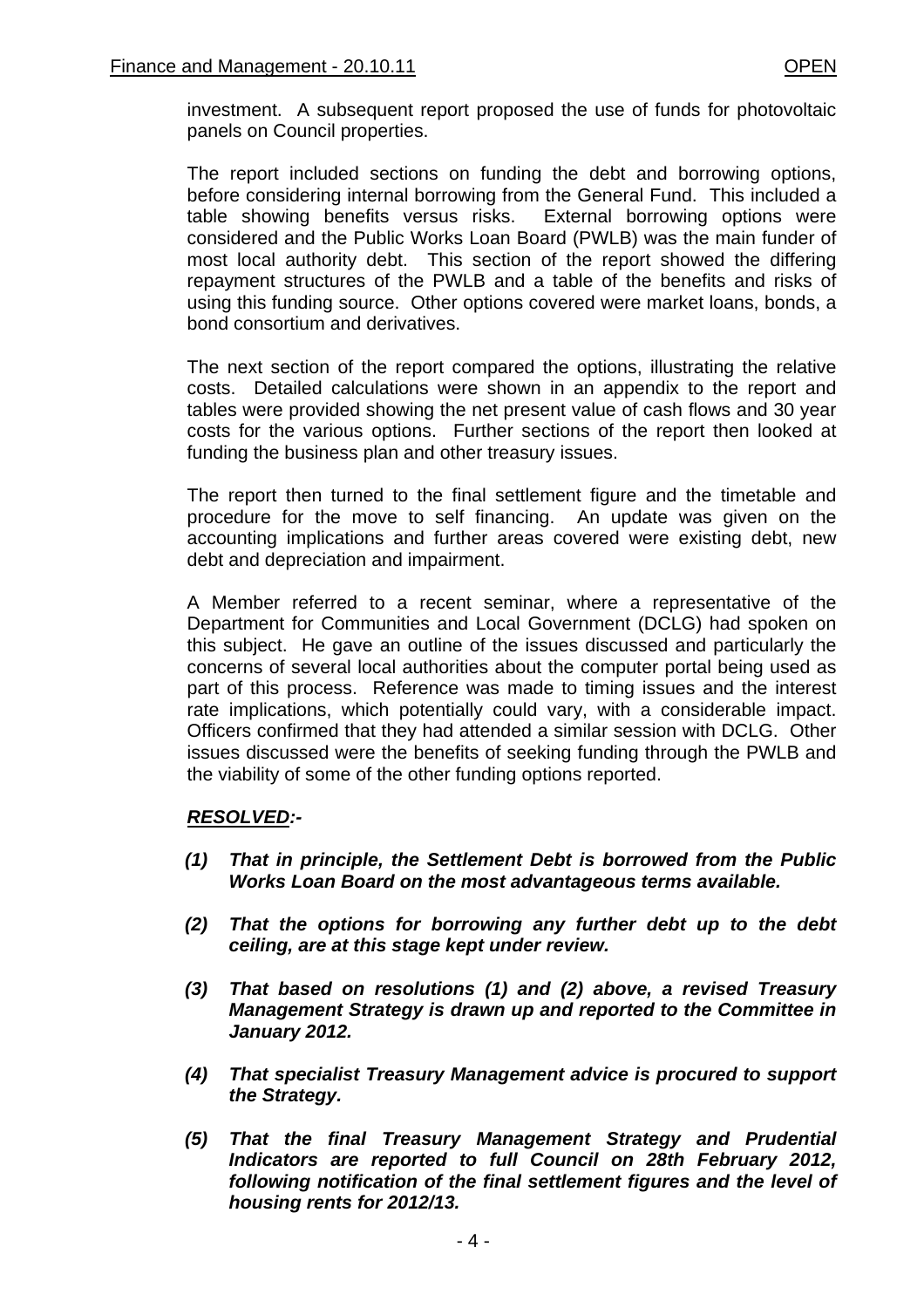investment. A subsequent report proposed the use of funds for photovoltaic panels on Council properties.

The report included sections on funding the debt and borrowing options, before considering internal borrowing from the General Fund. This included a table showing benefits versus risks. External borrowing options were considered and the Public Works Loan Board (PWLB) was the main funder of most local authority debt. This section of the report showed the differing repayment structures of the PWLB and a table of the benefits and risks of using this funding source. Other options covered were market loans, bonds, a bond consortium and derivatives.

The next section of the report compared the options, illustrating the relative costs. Detailed calculations were shown in an appendix to the report and tables were provided showing the net present value of cash flows and 30 year costs for the various options. Further sections of the report then looked at funding the business plan and other treasury issues.

The report then turned to the final settlement figure and the timetable and procedure for the move to self financing. An update was given on the accounting implications and further areas covered were existing debt, new debt and depreciation and impairment.

A Member referred to a recent seminar, where a representative of the Department for Communities and Local Government (DCLG) had spoken on this subject. He gave an outline of the issues discussed and particularly the concerns of several local authorities about the computer portal being used as part of this process. Reference was made to timing issues and the interest rate implications, which potentially could vary, with a considerable impact. Officers confirmed that they had attended a similar session with DCLG. Other issues discussed were the benefits of seeking funding through the PWLB and the viability of some of the other funding options reported.

***RESOLVED:-***

***(1) That in principle, the Settlement Debt is borrowed from the Public Works Loan Board on the most advantageous terms available.***

***(2) That the options for borrowing any further debt up to the debt ceiling, are at this stage kept under review.***

***(3) That based on resolutions (1) and (2) above, a revised Treasury Management Strategy is drawn up and reported to the Committee in January 2012.***

***(4) That specialist Treasury Management advice is procured to support the Strategy.***

***(5) That the final Treasury Management Strategy and Prudential Indicators are reported to full Council on 28th February 2012, following notification of the final settlement figures and the level of housing rents for 2012/13.***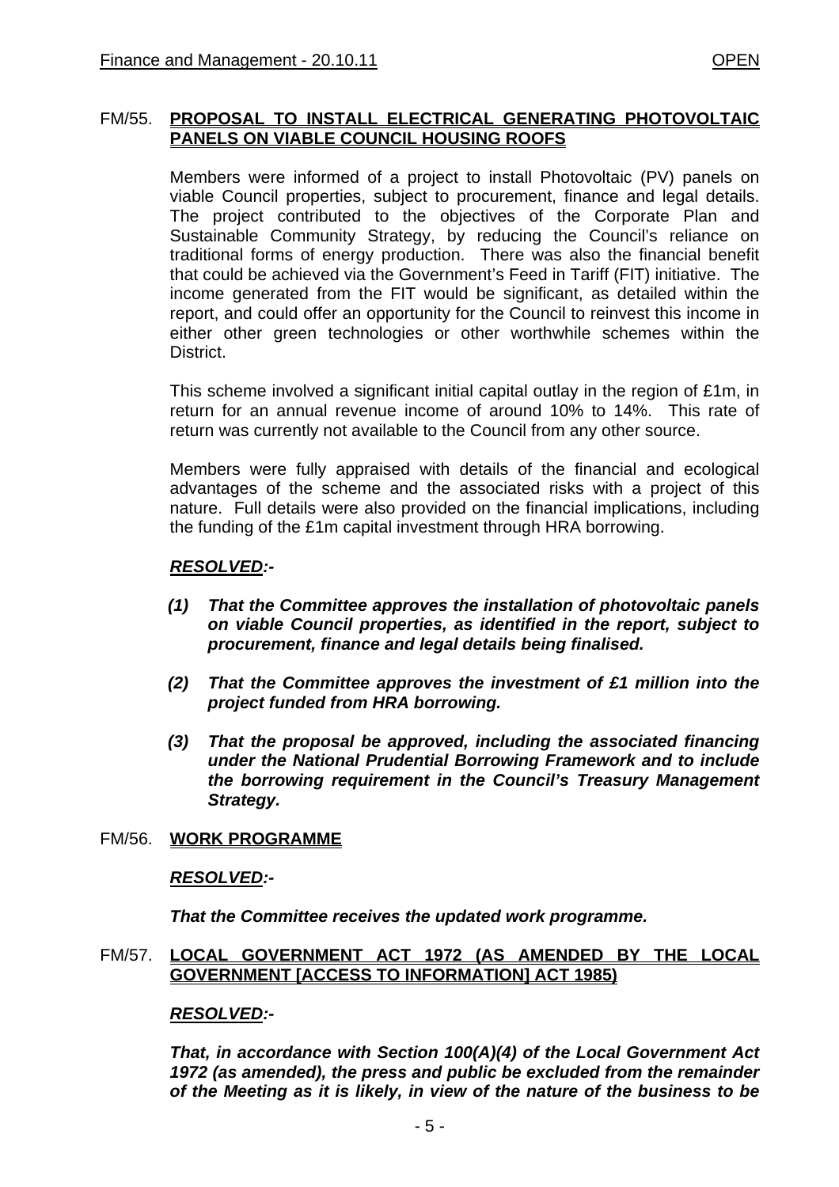## FM/55. PROPOSAL TO INSTALL ELECTRICAL GENERATING PHOTOVOLTAIC PANELS ON VIABLE COUNCIL HOUSING ROOFS

Members were informed of a project to install Photovoltaic (PV) panels on viable Council properties, subject to procurement, finance and legal details. The project contributed to the objectives of the Corporate Plan and Sustainable Community Strategy, by reducing the Council's reliance on traditional forms of energy production. There was also the financial benefit that could be achieved via the Government's Feed in Tariff (FIT) initiative. The income generated from the FIT would be significant, as detailed within the report, and could offer an opportunity for the Council to reinvest this income in either other green technologies or other worthwhile schemes within the District.

This scheme involved a significant initial capital outlay in the region of £1m, in return for an annual revenue income of around 10% to 14%. This rate of return was currently not available to the Council from any other source.

Members were fully appraised with details of the financial and ecological advantages of the scheme and the associated risks with a project of this nature. Full details were also provided on the financial implications, including the funding of the £1m capital investment through HRA borrowing.

***RESOLVED:-***

***(1) That the Committee approves the installation of photovoltaic panels on viable Council properties, as identified in the report, subject to procurement, finance and legal details being finalised.***

***(2) That the Committee approves the investment of £1 million into the project funded from HRA borrowing.***

***(3) That the proposal be approved, including the associated financing under the National Prudential Borrowing Framework and to include the borrowing requirement in the Council's Treasury Management Strategy.***

## FM/56. WORK PROGRAMME

***RESOLVED:-***

***That the Committee receives the updated work programme.***

## FM/57. LOCAL GOVERNMENT ACT 1972 (AS AMENDED BY THE LOCAL GOVERNMENT [ACCESS TO INFORMATION] ACT 1985)

***RESOLVED:-***

***That, in accordance with Section 100(A)(4) of the Local Government Act 1972 (as amended), the press and public be excluded from the remainder of the Meeting as it is likely, in view of the nature of the business to be***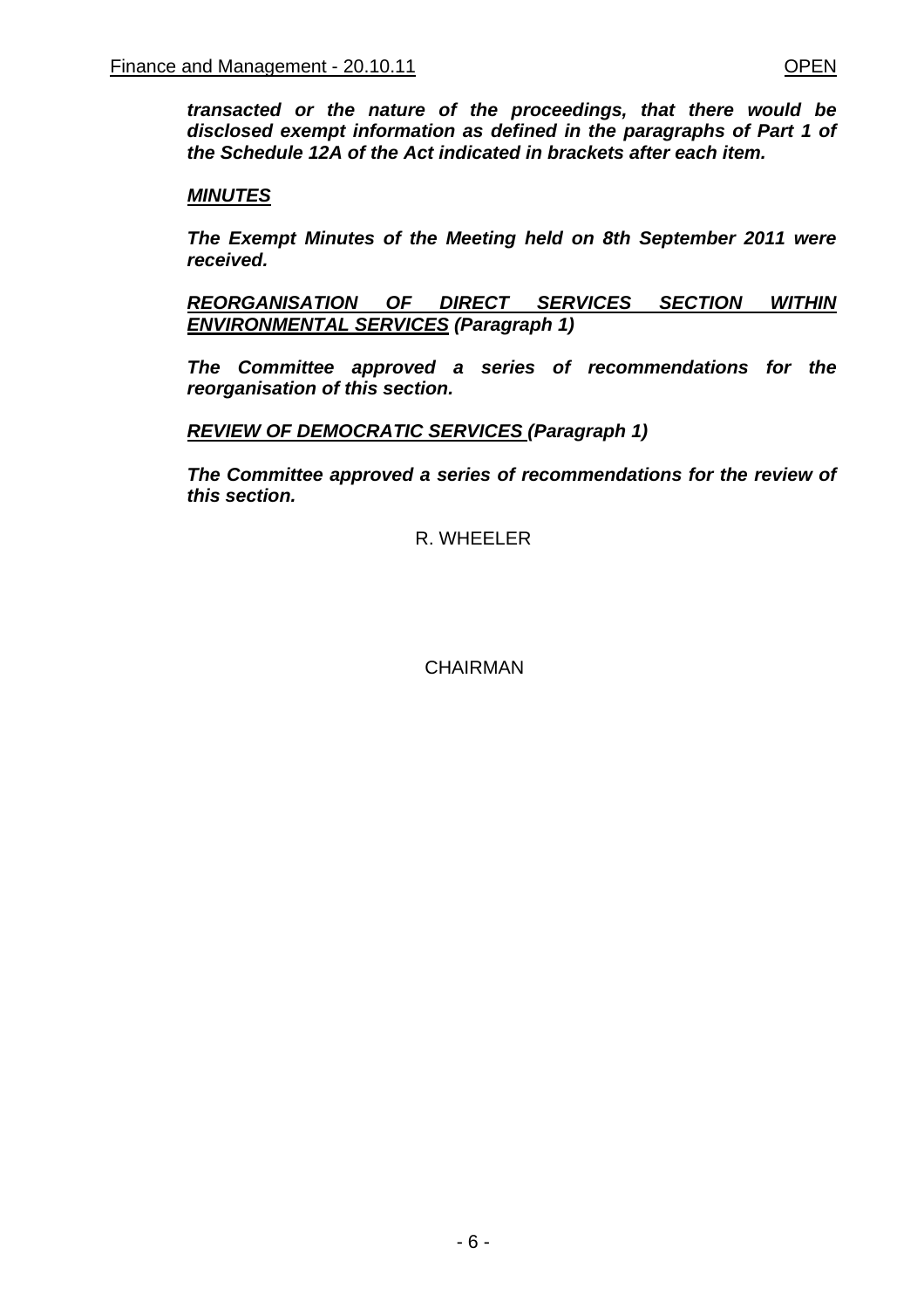***transacted or the nature of the proceedings, that there would be disclosed exempt information as defined in the paragraphs of Part 1 of the Schedule 12A of the Act indicated in brackets after each item.***

***MINUTES***

***The Exempt Minutes of the Meeting held on 8th September 2011 were received.***

***REORGANISATION OF DIRECT SERVICES SECTION WITHIN ENVIRONMENTAL SERVICES (Paragraph 1)***

***The Committee approved a series of recommendations for the reorganisation of this section.***

***REVIEW OF DEMOCRATIC SERVICES (Paragraph 1)***

***The Committee approved a series of recommendations for the review of this section.***

R. WHEELER

CHAIRMAN